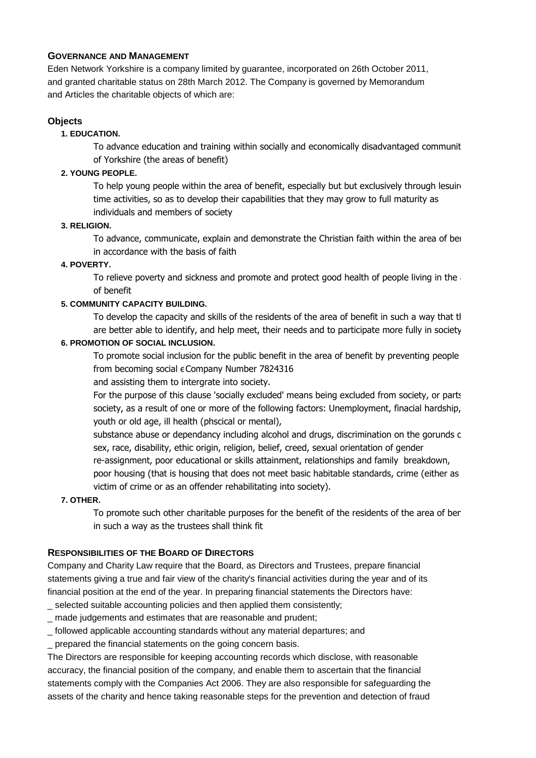## GOVERNANCE AND MANAGEMENT

Eden Network Yorkshire is a company limited by guarantee, incorporated on 26th October 2011, and granted charitable status on 28th March 2012. The Company is governed by Memorandum and Articles the charitable objects of which are:

### Objects

**1. EDUCATION.**

To advance education and training within socially and economically disadvantaged communit of Yorkshire (the areas of benefit)

**2. YOUNG PEOPLE.**

To help young people within the area of benefit, especially but but exclusively through lesuir time activities, so as to develop their capabilities that they may grow to full maturity as individuals and members of society

**3. RELIGION.**

To advance, communicate, explain and demonstrate the Christian faith within the area of ber in accordance with the basis of faith

**4. POVERTY.**

To relieve poverty and sickness and promote and protect good health of people living in the of benefit

**5. COMMUNITY CAPACITY BUILDING.**

To develop the capacity and skills of the residents of the area of benefit in such a way that tl are better able to identify, and help meet, their needs and to participate more fully in society

**6. PROMOTION OF SOCIAL INCLUSION.**

To promote social inclusion for the public benefit in the area of benefit by preventing people from becoming social e Company Number 7824316

and assisting them to intergrate into society.

For the purpose of this clause 'socially excluded' means being excluded from society, or parts society, as a result of one or more of the following factors: Unemployment, finacial hardship, youth or old age, ill health (phscical or mental),

substance abuse or dependancy including alcohol and drugs, discrimination on the gorunds c sex, race, disability, ethic origin, religion, belief, creed, sexual orientation of gender re-assignment, poor educational or skills attainment, relationships and family breakdown, poor housing (that is housing that does not meet basic habitable standards, crime (either as victim of crime or as an offender rehabilitating into society).

**7. OTHER.**

To promote such other charitable purposes for the benefit of the residents of the area of ber in such a way as the trustees shall think fit

## RESPONSIBILITIES OF THE BOARD OF DIRECTORS

Company and Charity Law require that the Board, as Directors and Trustees, prepare financial statements giving a true and fair view of the charity's financial activities during the year and of its financial position at the end of the year. In preparing financial statements the Directors have:

_ selected suitable accounting policies and then applied them consistently;

_ made judgements and estimates that are reasonable and prudent;

_ followed applicable accounting standards without any material departures; and

_ prepared the financial statements on the going concern basis.

The Directors are responsible for keeping accounting records which disclose, with reasonable accuracy, the financial position of the company, and enable them to ascertain that the financial statements comply with the Companies Act 2006. They are also responsible for safeguarding the assets of the charity and hence taking reasonable steps for the prevention and detection of fraud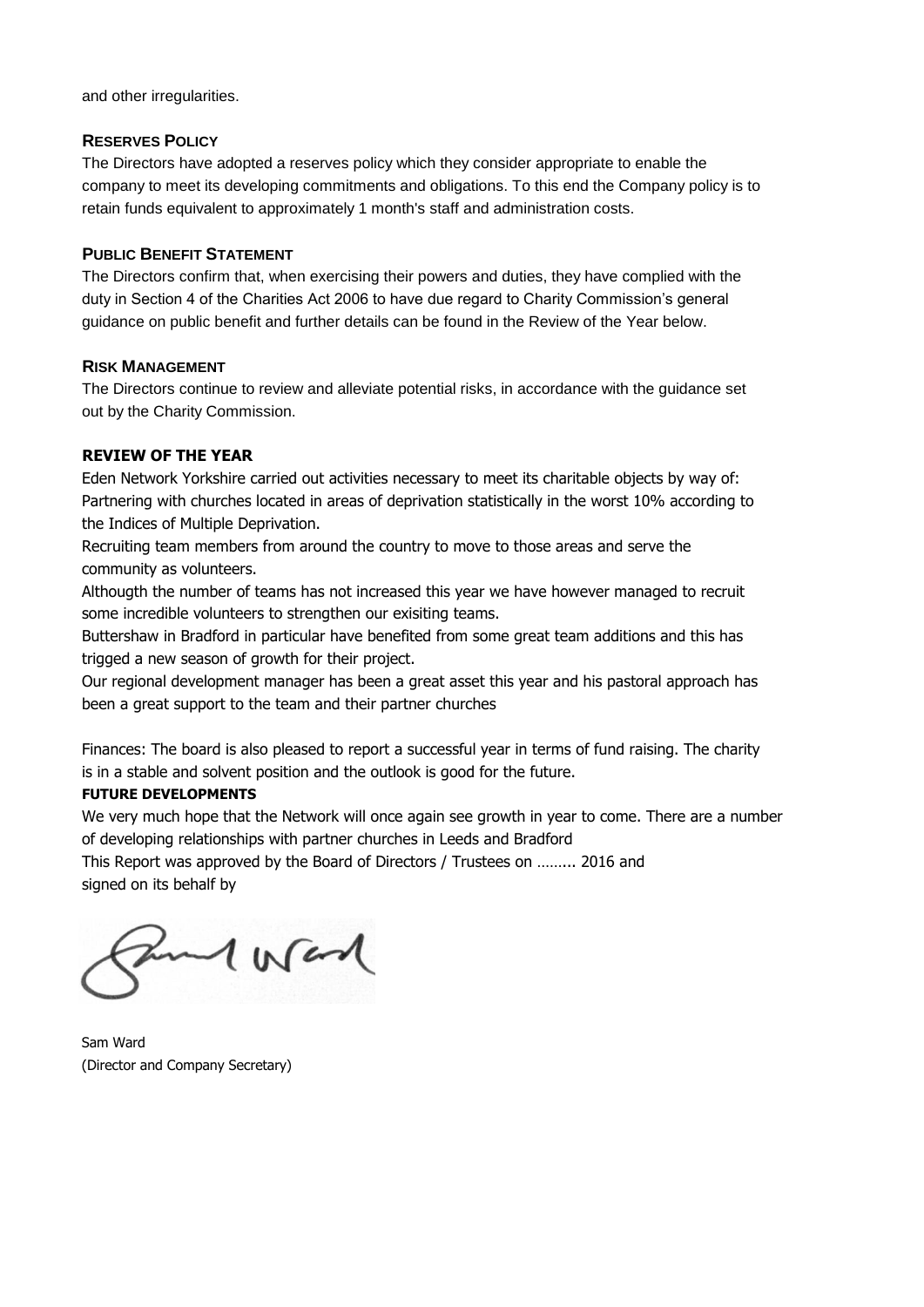and other irregularities.

## Reserves Policy

The Directors have adopted a reserves policy which they consider appropriate to enable the company to meet its developing commitments and obligations. To this end the Company policy is to retain funds equivalent to approximately 1 month's staff and administration costs.

## Public Benefit Statement

The Directors confirm that, when exercising their powers and duties, they have complied with the duty in Section 4 of the Charities Act 2006 to have due regard to Charity Commission's general guidance on public benefit and further details can be found in the Review of the Year below.

## Risk Management

The Directors continue to review and alleviate potential risks, in accordance with the guidance set out by the Charity Commission.

## REVIEW OF THE YEAR

Eden Network Yorkshire carried out activities necessary to meet its charitable objects by way of:
Partnering with churches located in areas of deprivation statistically in the worst 10% according to the Indices of Multiple Deprivation.
Recruiting team members from around the country to move to those areas and serve the community as volunteers.
Althougth the number of teams has not increased this year we have however managed to recruit some incredible volunteers to strengthen our exisiting teams.
Buttershaw in Bradford in particular have benefited from some great team additions and this has trigged a new season of growth for their project.
Our regional development manager has been a great asset this year and his pastoral approach has been a great support to the team and their partner churches

Finances: The board is also pleased to report a successful year in terms of fund raising. The charity is in a stable and solvent position and the outlook is good for the future.

### FUTURE DEVELOPMENTS

We very much hope that the Network will once again see growth in year to come. There are a number of developing relationships with partner churches in Leeds and Bradford
This Report was approved by the Board of Directors / Trustees on ……... 2016 and signed on its behalf by

Sam Ward
(Director and Company Secretary)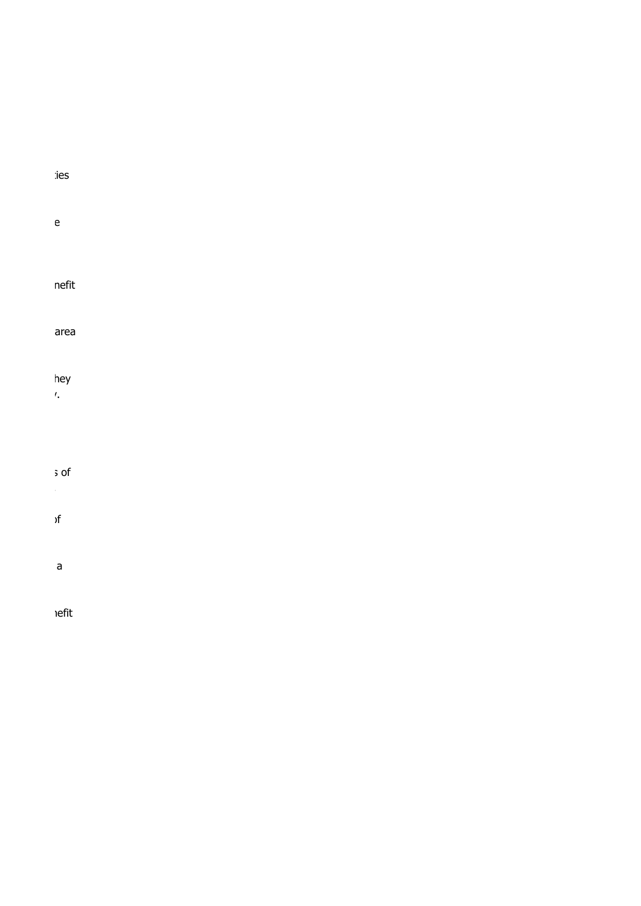:ties

e

nefit

area

hey
/.

s of

of

a

nefit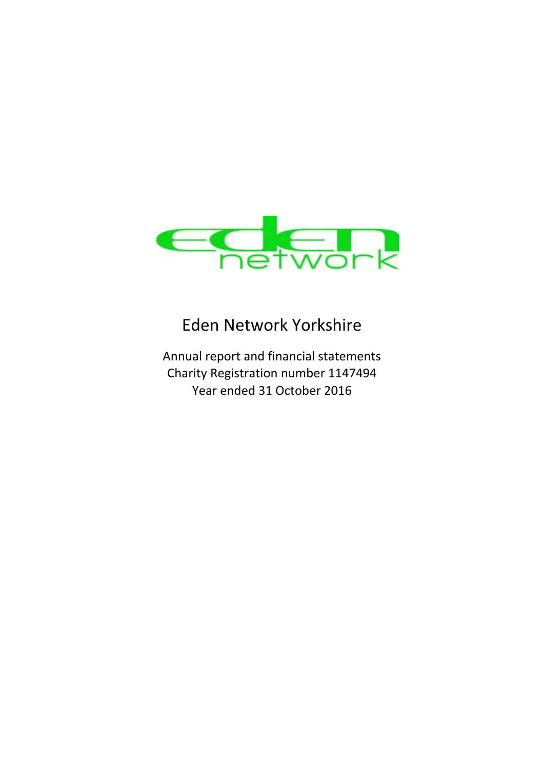# Eden Network Yorkshire

Annual report and financial statements
Charity Registration number 1147494
Year ended 31 October 2016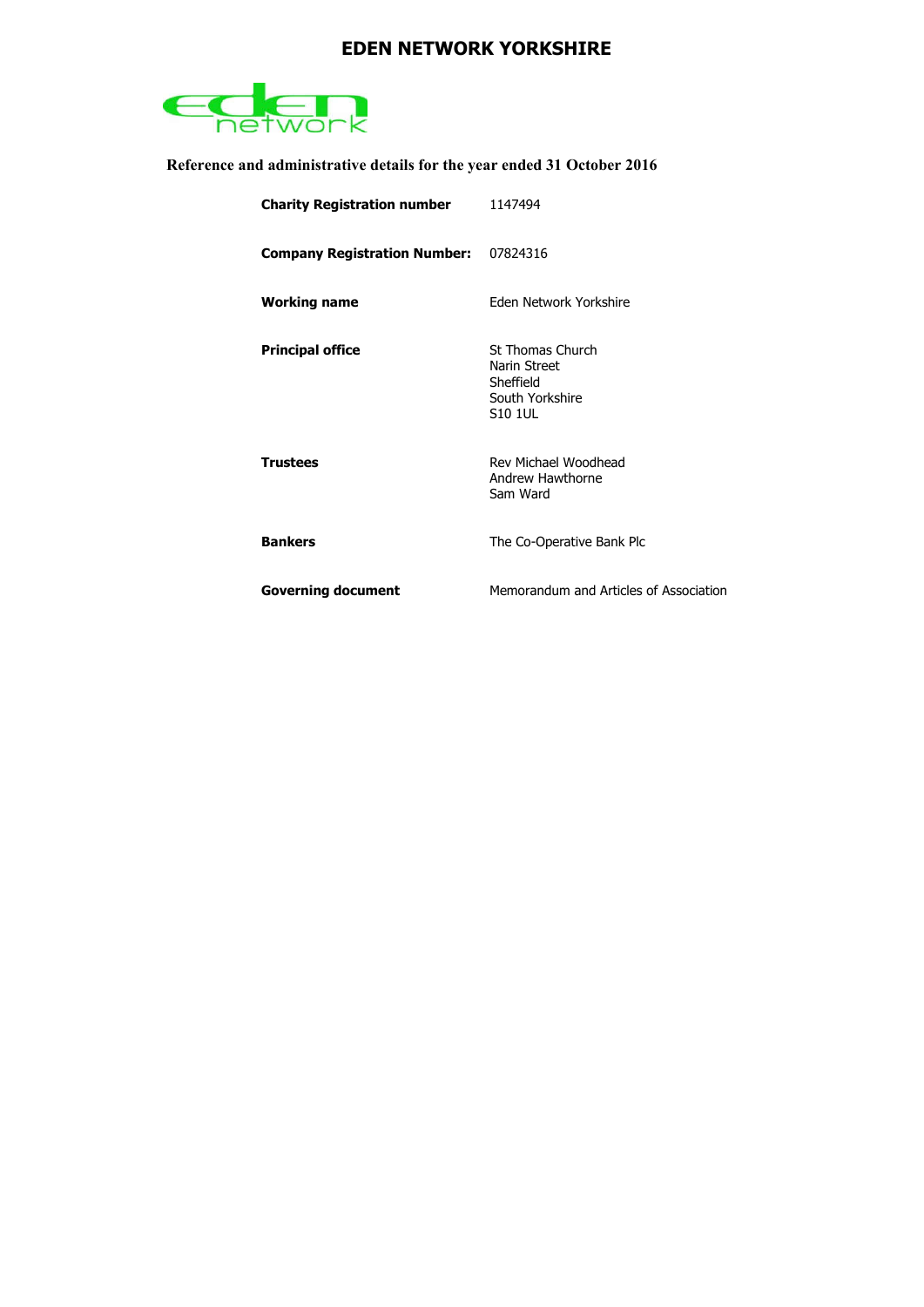# EDEN NETWORK YORKSHIRE

**Reference and administrative details for the year ended 31 October 2016**

| | |
|---|---|
| **Charity Registration number** | 1147494 |
| **Company Registration Number:** | 07824316 |
| **Working name** | Eden Network Yorkshire |
| **Principal office** | St Thomas Church<br>Narin Street<br>Sheffield<br>South Yorkshire<br>S10 1UL |
| **Trustees** | Rev Michael Woodhead<br>Andrew Hawthorne<br>Sam Ward |
| **Bankers** | The Co-Operative Bank Plc |
| **Governing document** | Memorandum and Articles of Association |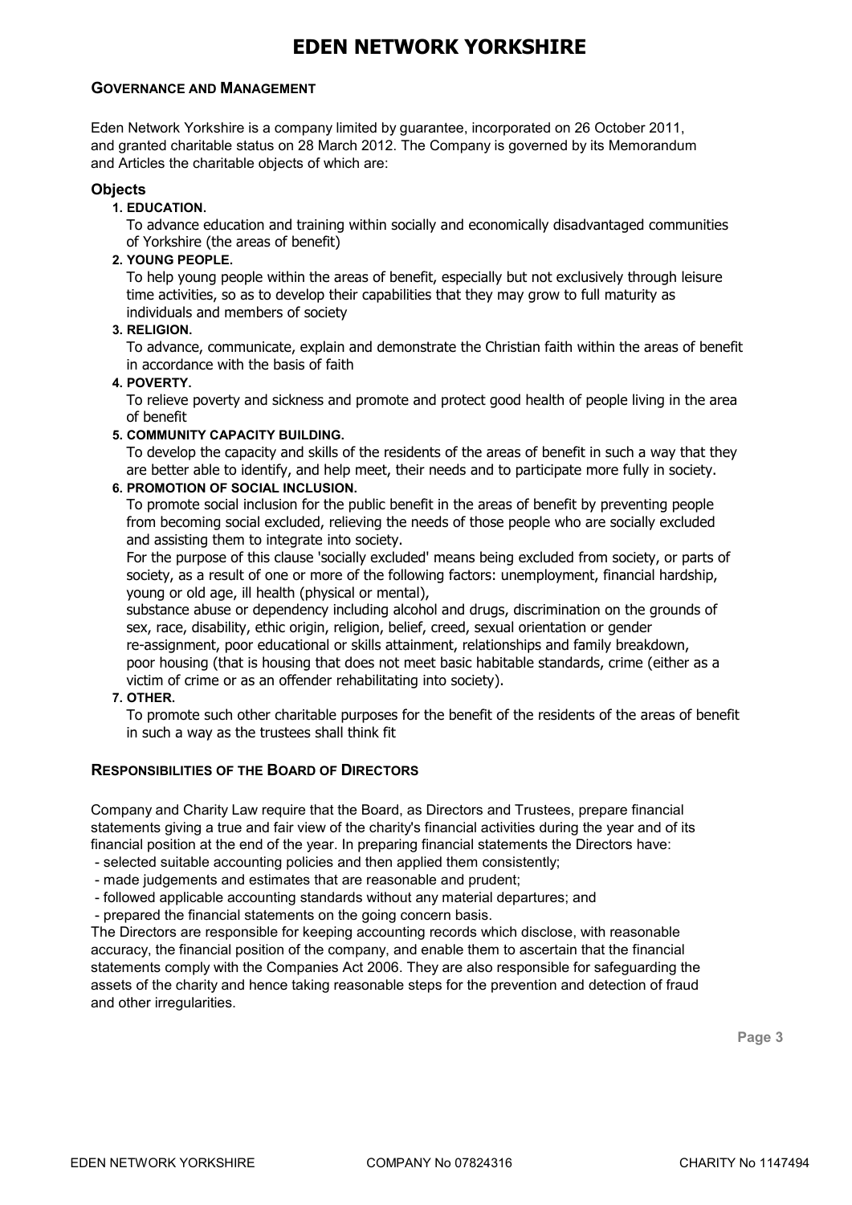# EDEN NETWORK YORKSHIRE

## GOVERNANCE AND MANAGEMENT

Eden Network Yorkshire is a company limited by guarantee, incorporated on 26 October 2011, and granted charitable status on 28 March 2012. The Company is governed by its Memorandum and Articles the charitable objects of which are:

### Objects

1. **EDUCATION.**
   To advance education and training within socially and economically disadvantaged communities of Yorkshire (the areas of benefit)
2. **YOUNG PEOPLE.**
   To help young people within the areas of benefit, especially but not exclusively through leisure time activities, so as to develop their capabilities that they may grow to full maturity as individuals and members of society
3. **RELIGION.**
   To advance, communicate, explain and demonstrate the Christian faith within the areas of benefit in accordance with the basis of faith
4. **POVERTY.**
   To relieve poverty and sickness and promote and protect good health of people living in the area of benefit
5. **COMMUNITY CAPACITY BUILDING.**
   To develop the capacity and skills of the residents of the areas of benefit in such a way that they are better able to identify, and help meet, their needs and to participate more fully in society.
6. **PROMOTION OF SOCIAL INCLUSION.**
   To promote social inclusion for the public benefit in the areas of benefit by preventing people from becoming social excluded, relieving the needs of those people who are socially excluded and assisting them to integrate into society.
   For the purpose of this clause 'socially excluded' means being excluded from society, or parts of society, as a result of one or more of the following factors: unemployment, financial hardship, young or old age, ill health (physical or mental),
   substance abuse or dependency including alcohol and drugs, discrimination on the grounds of sex, race, disability, ethic origin, religion, belief, creed, sexual orientation or gender re-assignment, poor educational or skills attainment, relationships and family breakdown, poor housing (that is housing that does not meet basic habitable standards, crime (either as a victim of crime or as an offender rehabilitating into society).
7. **OTHER.**
   To promote such other charitable purposes for the benefit of the residents of the areas of benefit in such a way as the trustees shall think fit

## RESPONSIBILITIES OF THE BOARD OF DIRECTORS

Company and Charity Law require that the Board, as Directors and Trustees, prepare financial statements giving a true and fair view of the charity's financial activities during the year and of its financial position at the end of the year. In preparing financial statements the Directors have:

- selected suitable accounting policies and then applied them consistently;
- made judgements and estimates that are reasonable and prudent;
- followed applicable accounting standards without any material departures; and
- prepared the financial statements on the going concern basis.

The Directors are responsible for keeping accounting records which disclose, with reasonable accuracy, the financial position of the company, and enable them to ascertain that the financial statements comply with the Companies Act 2006. They are also responsible for safeguarding the assets of the charity and hence taking reasonable steps for the prevention and detection of fraud and other irregularities.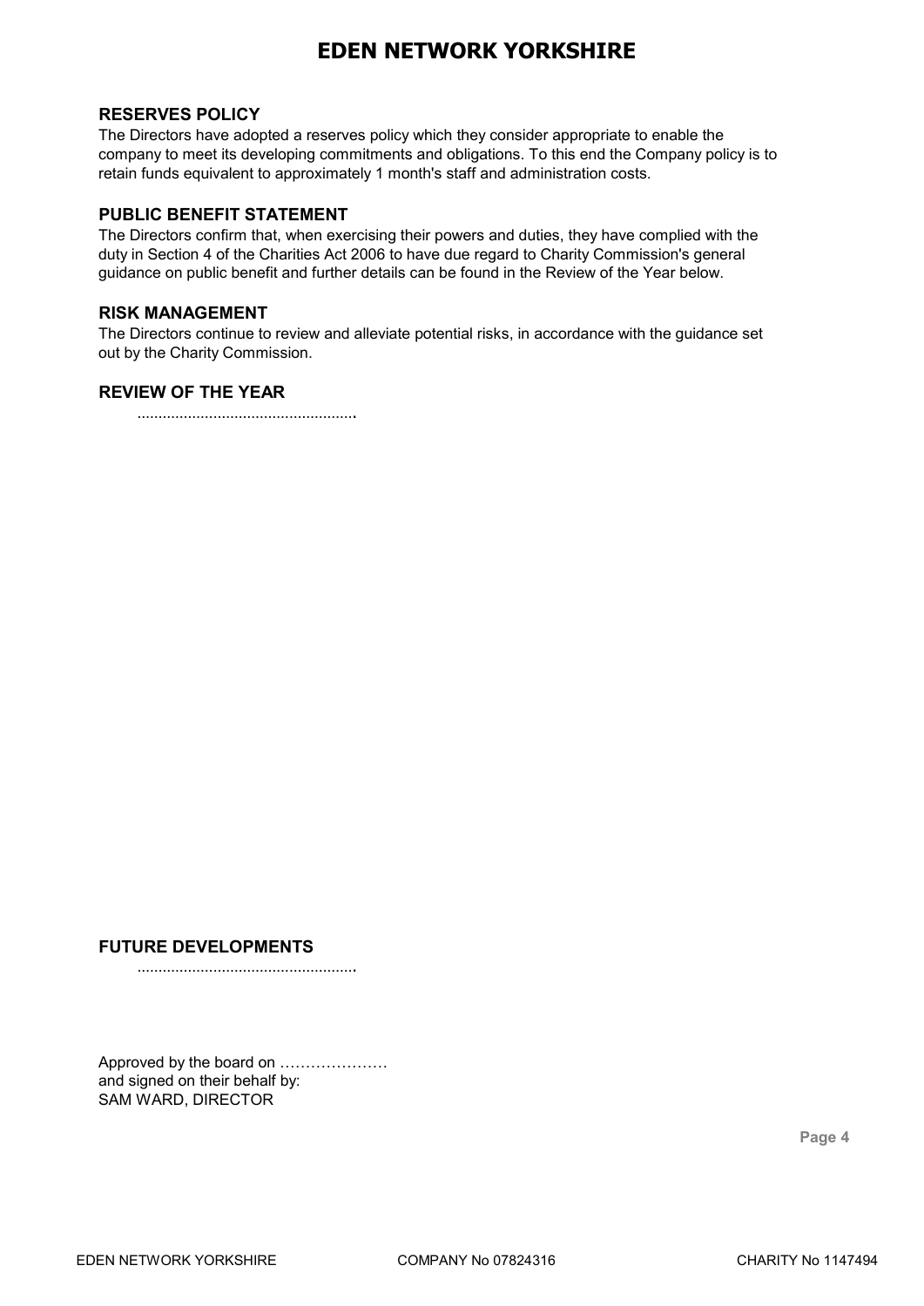# EDEN NETWORK YORKSHIRE

## RESERVES POLICY

The Directors have adopted a reserves policy which they consider appropriate to enable the company to meet its developing commitments and obligations. To this end the Company policy is to retain funds equivalent to approximately 1 month's staff and administration costs.

## PUBLIC BENEFIT STATEMENT

The Directors confirm that, when exercising their powers and duties, they have complied with the duty in Section 4 of the Charities Act 2006 to have due regard to Charity Commission's general guidance on public benefit and further details can be found in the Review of the Year below.

## RISK MANAGEMENT

The Directors continue to review and alleviate potential risks, in accordance with the guidance set out by the Charity Commission.

## REVIEW OF THE YEAR

....................................................

## FUTURE DEVELOPMENTS

....................................................

Approved by the board on …………………
and signed on their behalf by:
SAM WARD, DIRECTOR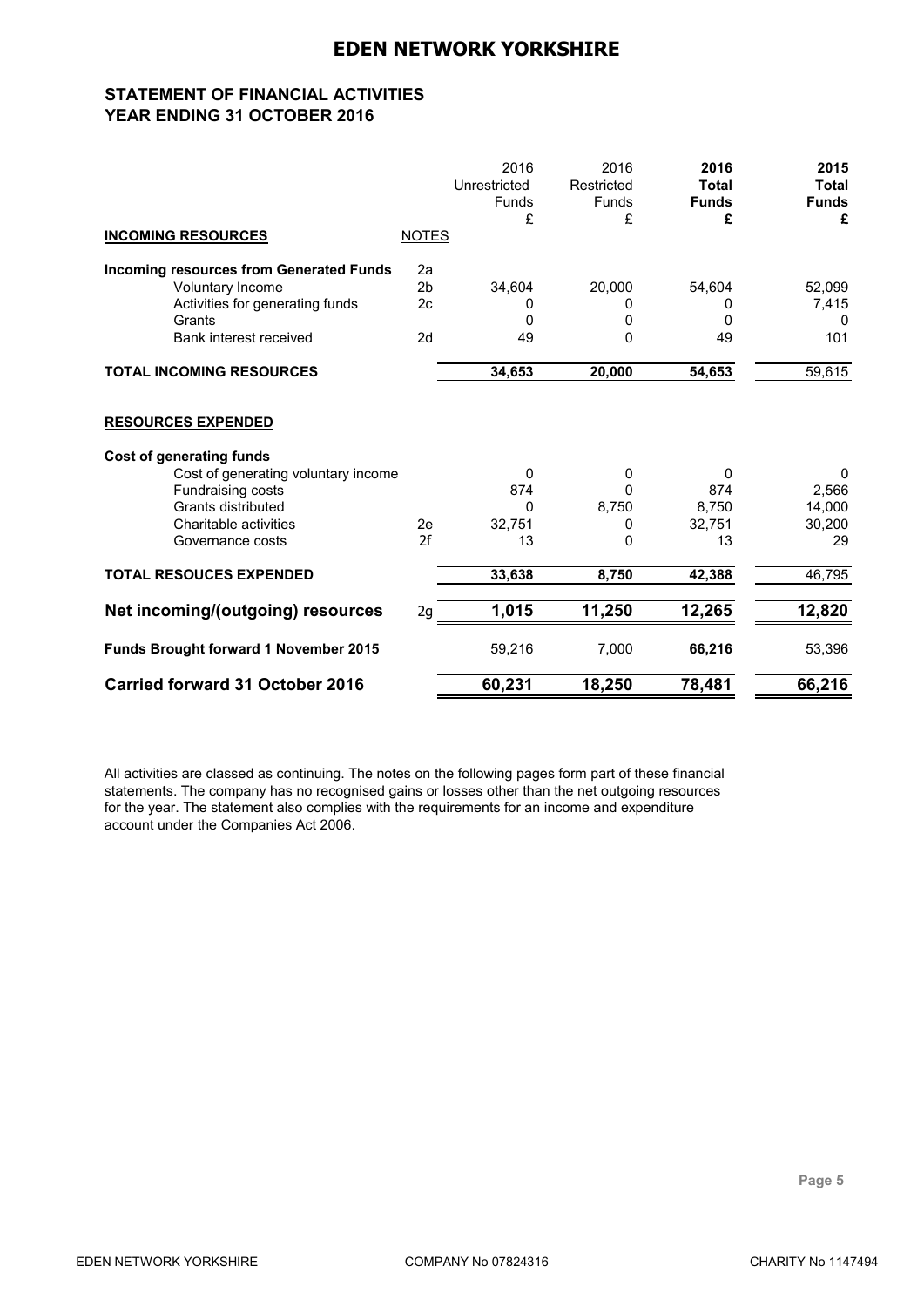# EDEN NETWORK YORKSHIRE

## STATEMENT OF FINANCIAL ACTIVITIES
## YEAR ENDING 31 OCTOBER 2016

| | | 2016 Unrestricted Funds £ | 2016 Restricted Funds £ | **2016 Total Funds £** | **2015 Total Funds £** |
|---|---|---|---|---|---|
| **INCOMING RESOURCES** | NOTES | | | | |
| **Incoming resources from Generated Funds** | 2a | | | | |
| Voluntary Income | 2b | 34,604 | 20,000 | 54,604 | 52,099 |
| Activities for generating funds | 2c | 0 | 0 | 0 | 7,415 |
| Grants | | 0 | 0 | 0 | 0 |
| Bank interest received | 2d | 49 | 0 | 49 | 101 |
| **TOTAL INCOMING RESOURCES** | | **34,653** | **20,000** | **54,653** | 59,615 |
| **RESOURCES EXPENDED** | | | | | |
| **Cost of generating funds** | | | | | |
| Cost of generating voluntary income | | 0 | 0 | 0 | 0 |
| Fundraising costs | | 874 | 0 | 874 | 2,566 |
| Grants distributed | | 0 | 8,750 | 8,750 | 14,000 |
| Charitable activities | 2e | 32,751 | 0 | 32,751 | 30,200 |
| Governance costs | 2f | 13 | 0 | 13 | 29 |
| **TOTAL RESOUCES EXPENDED** | | **33,638** | **8,750** | **42,388** | 46,795 |
| **Net incoming/(outgoing) resources** | 2g | **1,015** | **11,250** | **12,265** | **12,820** |
| **Funds Brought forward 1 November 2015** | | 59,216 | 7,000 | **66,216** | 53,396 |
| **Carried forward 31 October 2016** | | **60,231** | **18,250** | **78,481** | **66,216** |

All activities are classed as continuing. The notes on the following pages form part of these financial statements. The company has no recognised gains or losses other than the net outgoing resources for the year. The statement also complies with the requirements for an income and expenditure account under the Companies Act 2006.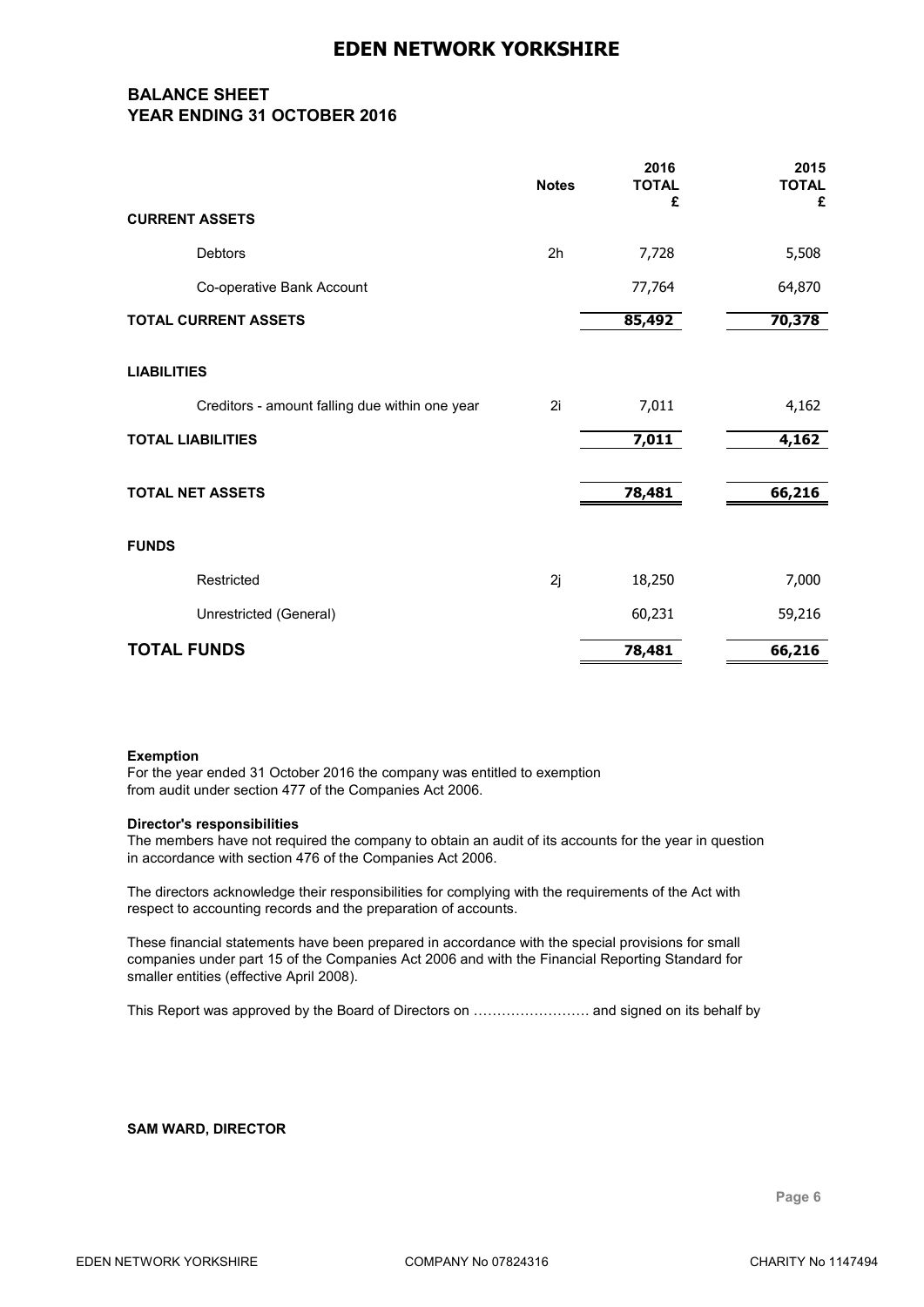# EDEN NETWORK YORKSHIRE

## BALANCE SHEET
## YEAR ENDING 31 OCTOBER 2016

| | Notes | 2016 TOTAL £ | 2015 TOTAL £ |
|---|---|---|---|
| **CURRENT ASSETS** | | | |
| Debtors | 2h | 7,728 | 5,508 |
| Co-operative Bank Account | | 77,764 | 64,870 |
| **TOTAL CURRENT ASSETS** | | **85,492** | **70,378** |
| **LIABILITIES** | | | |
| Creditors - amount falling due within one year | 2i | 7,011 | 4,162 |
| **TOTAL LIABILITIES** | | **7,011** | **4,162** |
| **TOTAL NET ASSETS** | | **78,481** | **66,216** |
| **FUNDS** | | | |
| Restricted | 2j | 18,250 | 7,000 |
| Unrestricted (General) | | 60,231 | 59,216 |
| **TOTAL FUNDS** | | **78,481** | **66,216** |

**Exemption**

For the year ended 31 October 2016 the company was entitled to exemption from audit under section 477 of the Companies Act 2006.

**Director's responsibilities**

The members have not required the company to obtain an audit of its accounts for the year in question in accordance with section 476 of the Companies Act 2006.

The directors acknowledge their responsibilities for complying with the requirements of the Act with respect to accounting records and the preparation of accounts.

These financial statements have been prepared in accordance with the special provisions for small companies under part 15 of the Companies Act 2006 and with the Financial Reporting Standard for smaller entities (effective April 2008).

This Report was approved by the Board of Directors on ……………………. and signed on its behalf by

**SAM WARD, DIRECTOR**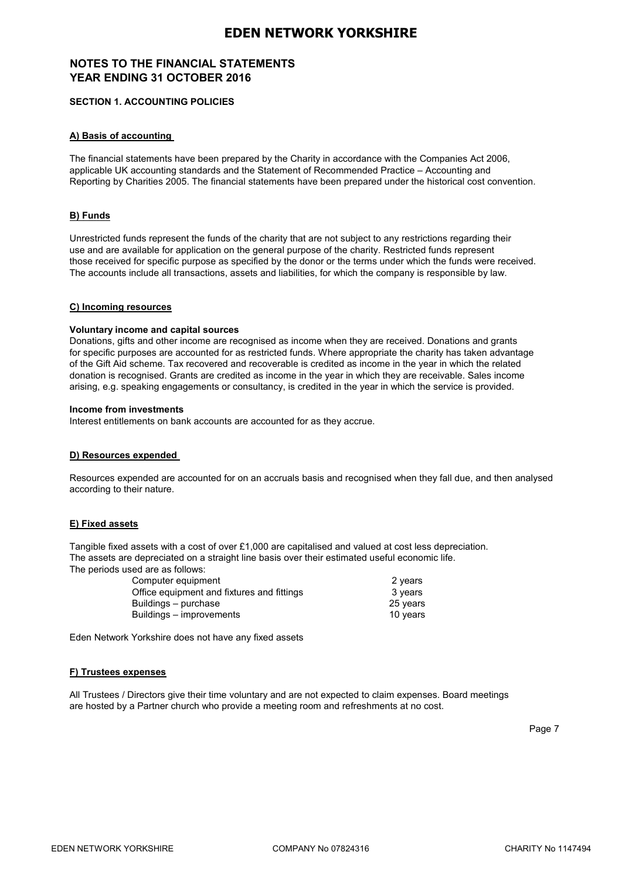# EDEN NETWORK YORKSHIRE

## NOTES TO THE FINANCIAL STATEMENTS
## YEAR ENDING 31 OCTOBER 2016

**SECTION 1. ACCOUNTING POLICIES**

**A) Basis of accounting**

The financial statements have been prepared by the Charity in accordance with the Companies Act 2006, applicable UK accounting standards and the Statement of Recommended Practice – Accounting and Reporting by Charities 2005. The financial statements have been prepared under the historical cost convention.

**B) Funds**

Unrestricted funds represent the funds of the charity that are not subject to any restrictions regarding their use and are available for application on the general purpose of the charity. Restricted funds represent those received for specific purpose as specified by the donor or the terms under which the funds were received. The accounts include all transactions, assets and liabilities, for which the company is responsible by law.

**C) Incoming resources**

**Voluntary income and capital sources**
Donations, gifts and other income are recognised as income when they are received. Donations and grants for specific purposes are accounted for as restricted funds. Where appropriate the charity has taken advantage of the Gift Aid scheme. Tax recovered and recoverable is credited as income in the year in which the related donation is recognised. Grants are credited as income in the year in which they are receivable. Sales income arising, e.g. speaking engagements or consultancy, is credited in the year in which the service is provided.

**Income from investments**
Interest entitlements on bank accounts are accounted for as they accrue.

**D) Resources expended**

Resources expended are accounted for on an accruals basis and recognised when they fall due, and then analysed according to their nature.

**E) Fixed assets**

Tangible fixed assets with a cost of over £1,000 are capitalised and valued at cost less depreciation. The assets are depreciated on a straight line basis over their estimated useful economic life. The periods used are as follows:

| | |
|---|---|
| Computer equipment | 2 years |
| Office equipment and fixtures and fittings | 3 years |
| Buildings – purchase | 25 years |
| Buildings – improvements | 10 years |

Eden Network Yorkshire does not have any fixed assets

**F) Trustees expenses**

All Trustees / Directors give their time voluntary and are not expected to claim expenses. Board meetings are hosted by a Partner church who provide a meeting room and refreshments at no cost.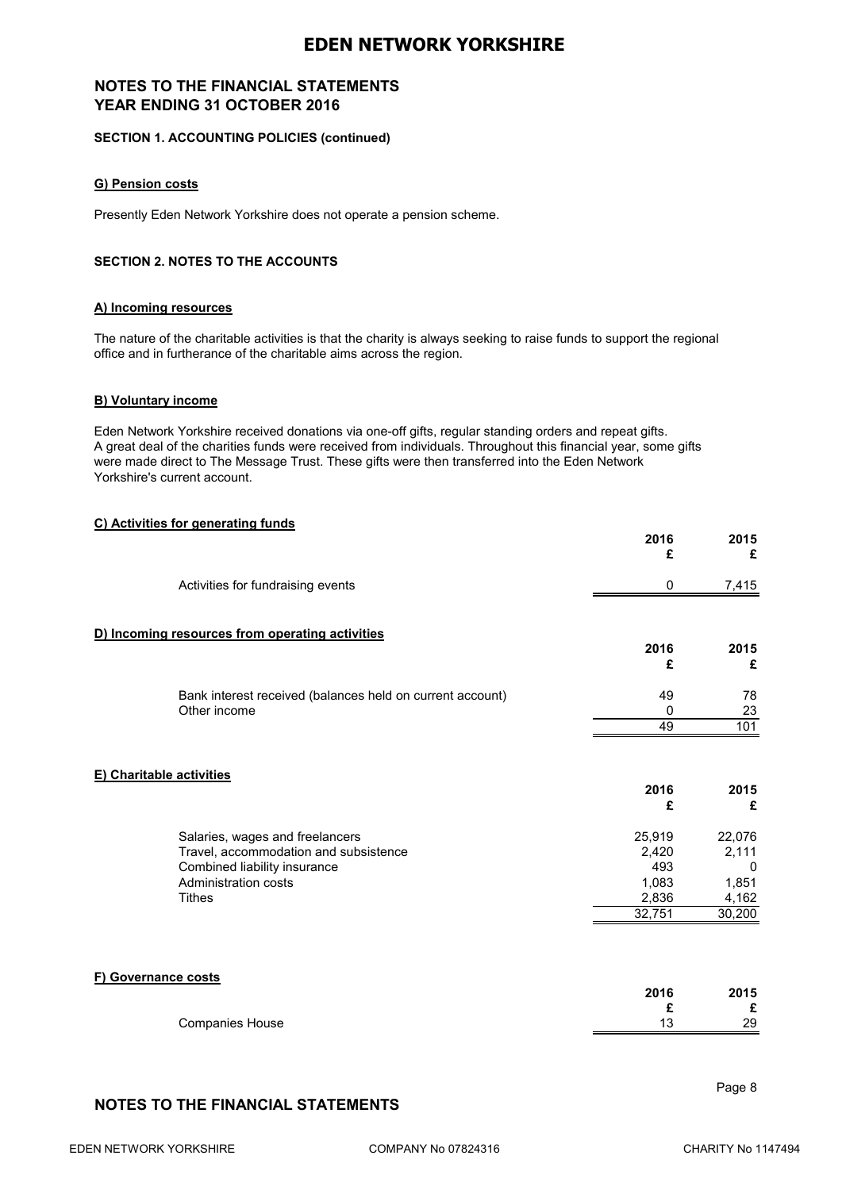## NOTES TO THE FINANCIAL STATEMENTS
## YEAR ENDING 31 OCTOBER 2016

**SECTION 1. ACCOUNTING POLICIES (continued)**

**G) Pension costs**

Presently Eden Network Yorkshire does not operate a pension scheme.

**SECTION 2. NOTES TO THE ACCOUNTS**

**A) Incoming resources**

The nature of the charitable activities is that the charity is always seeking to raise funds to support the regional office and in furtherance of the charitable aims across the region.

**B) Voluntary income**

Eden Network Yorkshire received donations via one-off gifts, regular standing orders and repeat gifts. A great deal of the charities funds were received from individuals. Throughout this financial year, some gifts were made direct to The Message Trust. These gifts were then transferred into the Eden Network Yorkshire's current account.

**C) Activities for generating funds**

| | 2016 £ | 2015 £ |
|---|---|---|
| Activities for fundraising events | 0 | 7,415 |

**D) Incoming resources from operating activities**

| | 2016 £ | 2015 £ |
|---|---|---|
| Bank interest received (balances held on current account) | 49 | 78 |
| Other income | 0 | 23 |
| | 49 | 101 |

**E) Charitable activities**

| | 2016 £ | 2015 £ |
|---|---|---|
| Salaries, wages and freelancers | 25,919 | 22,076 |
| Travel, accommodation and subsistence | 2,420 | 2,111 |
| Combined liability insurance | 493 | 0 |
| Administration costs | 1,083 | 1,851 |
| Tithes | 2,836 | 4,162 |
| | 32,751 | 30,200 |

**F) Governance costs**

| | 2016 £ | 2015 £ |
|---|---|---|
| Companies House | 13 | 29 |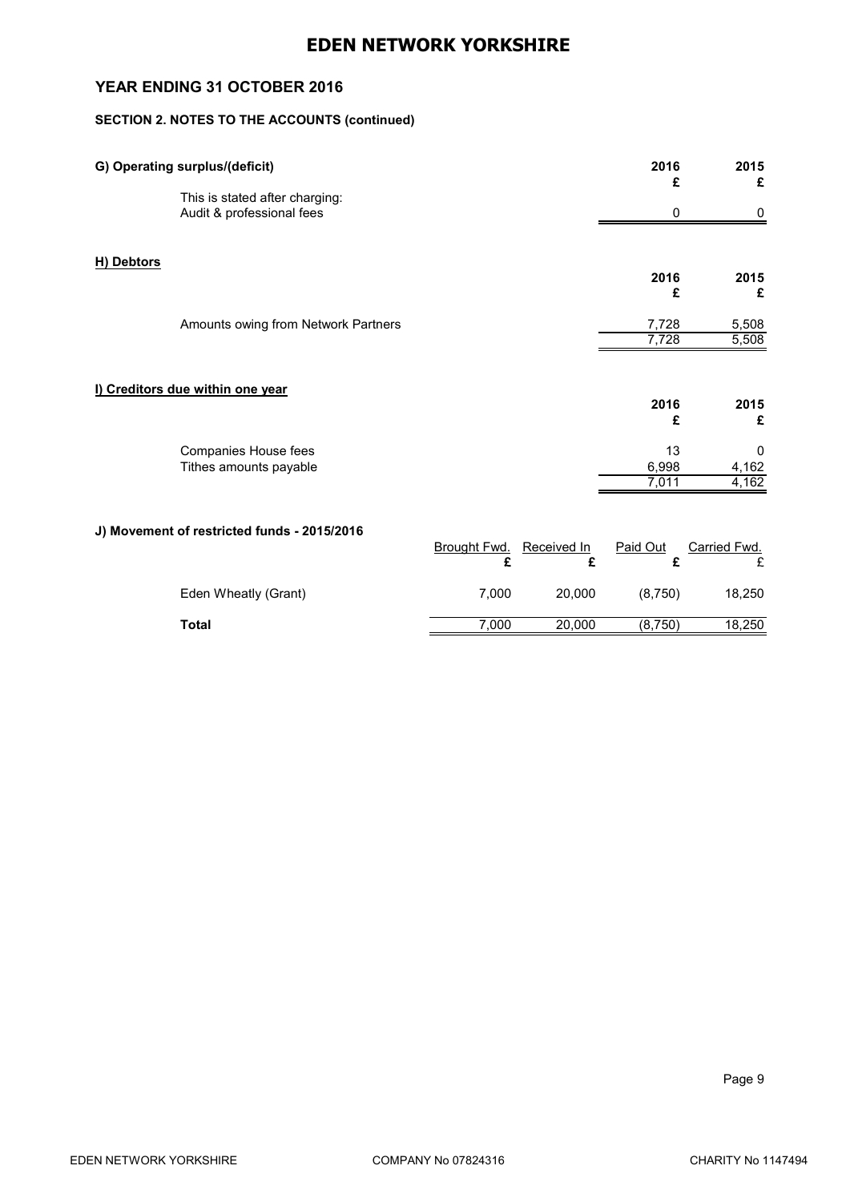# EDEN NETWORK YORKSHIRE

## YEAR ENDING 31 OCTOBER 2016

### SECTION 2. NOTES TO THE ACCOUNTS (continued)

**G) Operating surplus/(deficit)**

| | 2016 £ | 2015 £ |
|---|---|---|
| This is stated after charging: | | |
| Audit & professional fees | 0 | 0 |

**H) Debtors**

| | 2016 £ | 2015 £ |
|---|---|---|
| Amounts owing from Network Partners | 7,728 | 5,508 |
| | 7,728 | 5,508 |

**I) Creditors due within one year**

| | 2016 £ | 2015 £ |
|---|---|---|
| Companies House fees | 13 | 0 |
| Tithes amounts payable | 6,998 | 4,162 |
| | 7,011 | 4,162 |

**J) Movement of restricted funds - 2015/2016**

| | Brought Fwd. £ | Received In £ | Paid Out £ | Carried Fwd. £ |
|---|---|---|---|---|
| Eden Wheatly (Grant) | 7,000 | 20,000 | (8,750) | 18,250 |
| **Total** | 7,000 | 20,000 | (8,750) | 18,250 |

EDEN NETWORK YORKSHIRE COMPANY No 07824316 CHARITY No 1147494